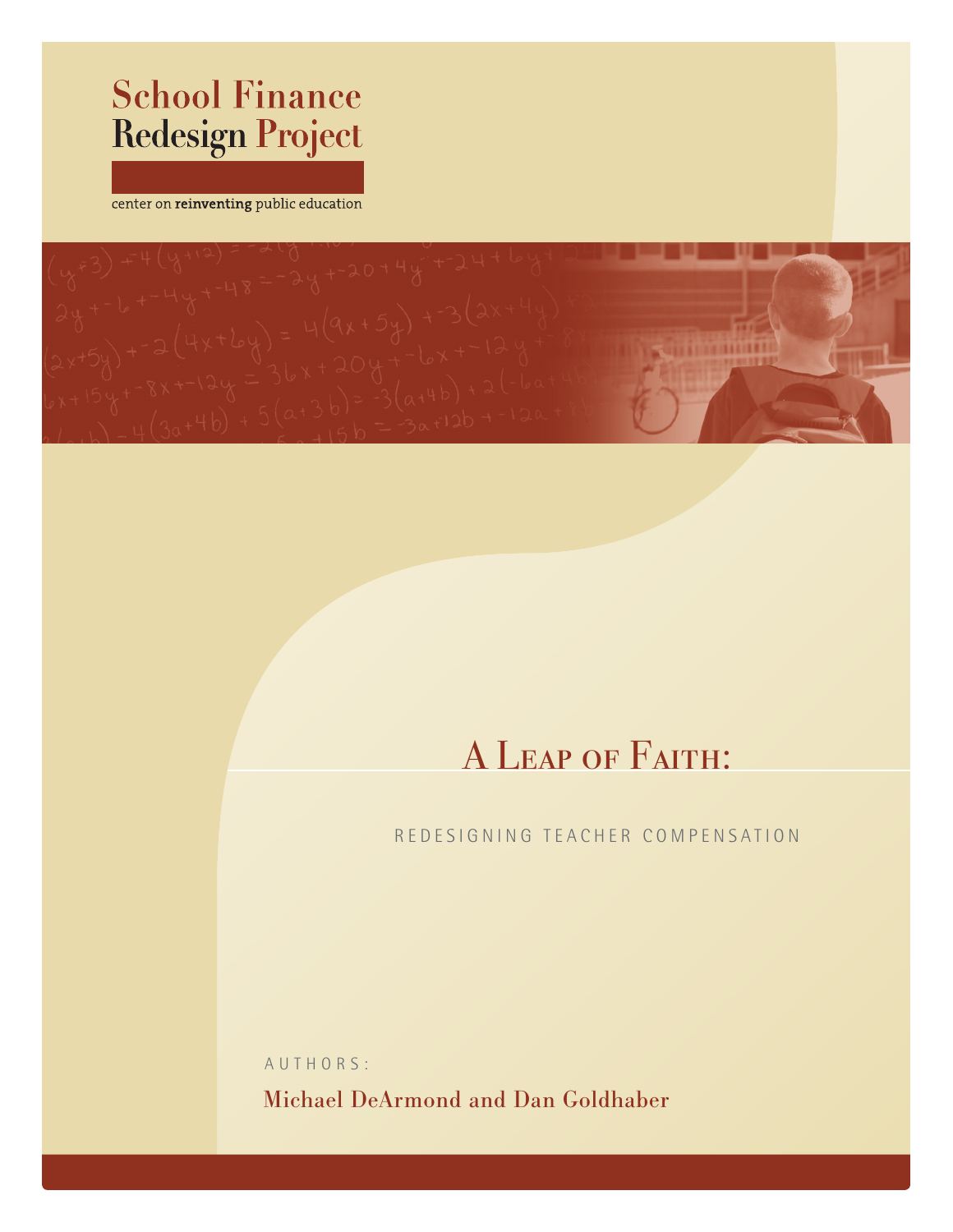School Finance Redesign Project

center on **reinventing** public education

# A Leap of Faith:

## Redesigning Teacher Compensation

AUTHORS:

Michael DeArmond and Dan Goldhaber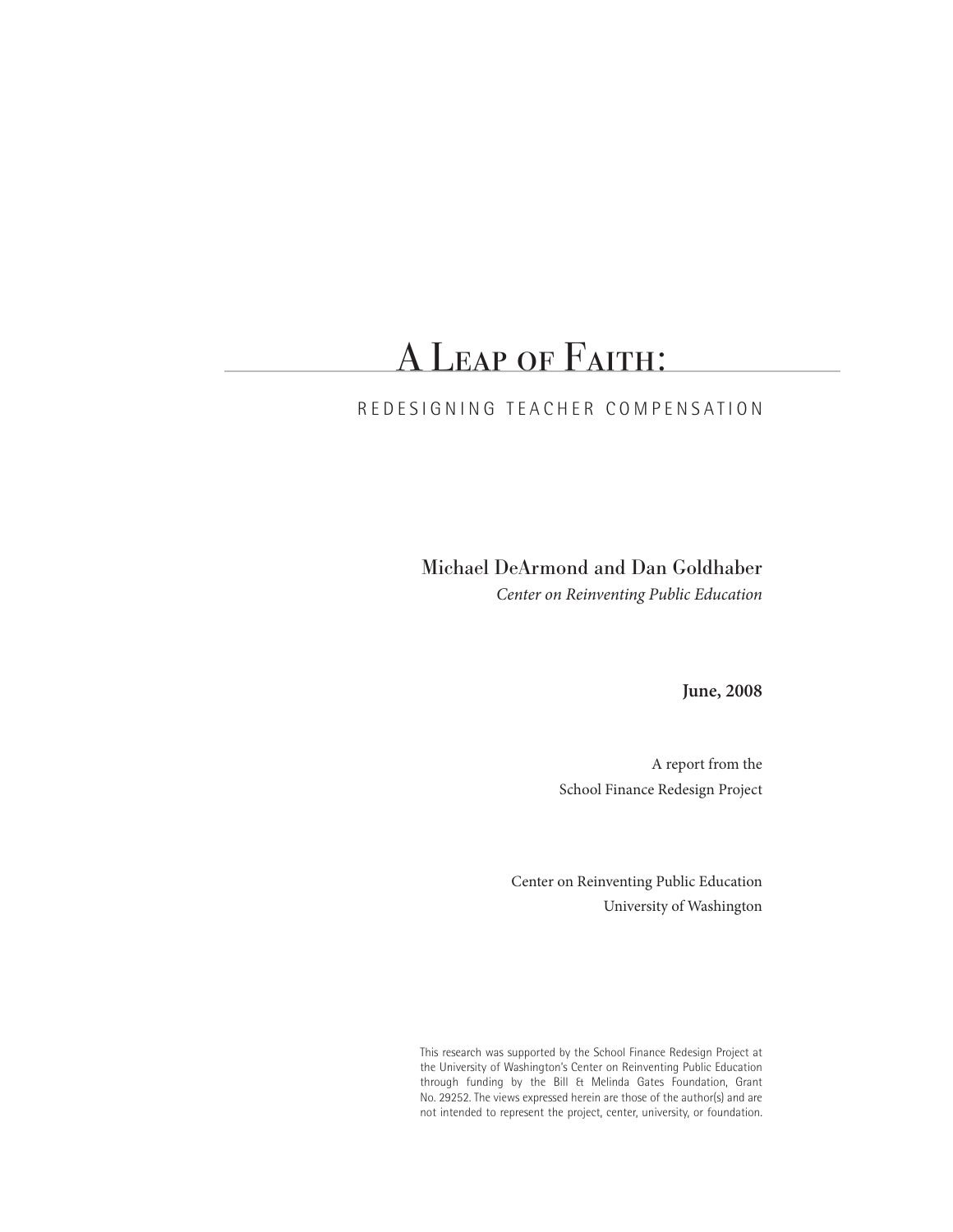# A Leap of Faith:

## REDESIGNING TEACHER COMPENSATION

Michael DeArmond and Dan Goldhaber

*Center on Reinventing Public Education*

**June, 2008**

A report from the
School Finance Redesign Project

Center on Reinventing Public Education
University of Washington

This research was supported by the School Finance Redesign Project at the University of Washington's Center on Reinventing Public Education through funding by the Bill & Melinda Gates Foundation, Grant No. 29252. The views expressed herein are those of the author(s) and are not intended to represent the project, center, university, or foundation.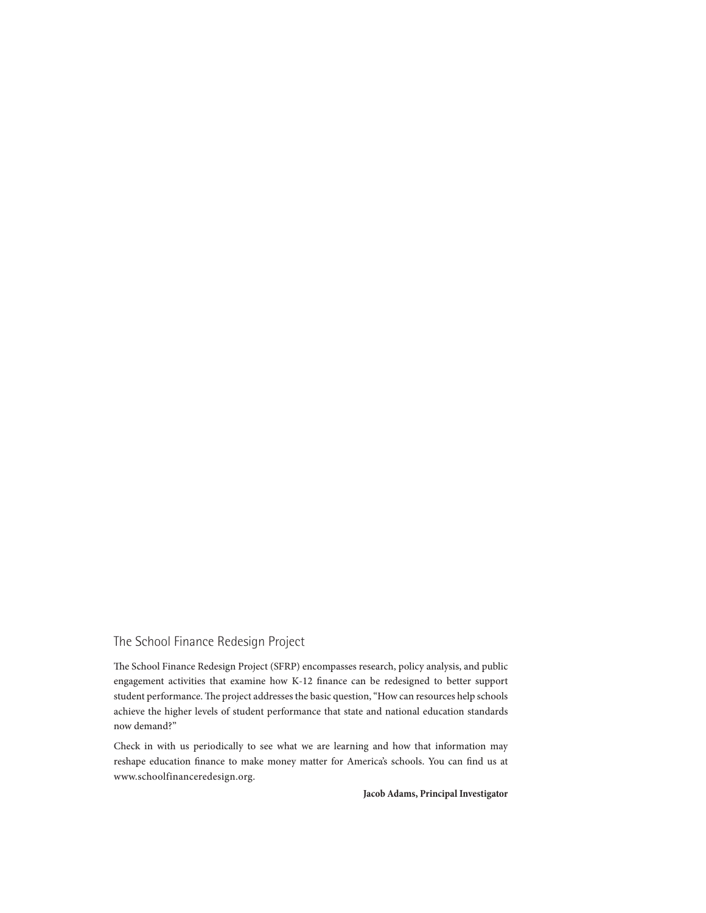## The School Finance Redesign Project

The School Finance Redesign Project (SFRP) encompasses research, policy analysis, and public engagement activities that examine how K-12 finance can be redesigned to better support student performance. The project addresses the basic question, "How can resources help schools achieve the higher levels of student performance that state and national education standards now demand?"

Check in with us periodically to see what we are learning and how that information may reshape education finance to make money matter for America's schools. You can find us at www.schoolfinanceredesign.org.

**Jacob Adams, Principal Investigator**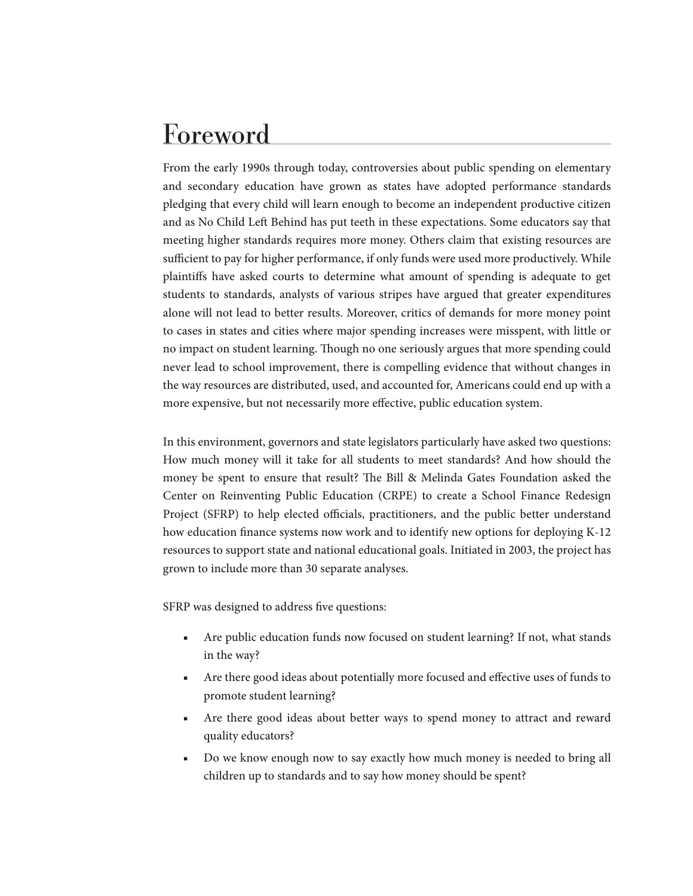# Foreword

From the early 1990s through today, controversies about public spending on elementary and secondary education have grown as states have adopted performance standards pledging that every child will learn enough to become an independent productive citizen and as No Child Left Behind has put teeth in these expectations. Some educators say that meeting higher standards requires more money. Others claim that existing resources are sufficient to pay for higher performance, if only funds were used more productively. While plaintiffs have asked courts to determine what amount of spending is adequate to get students to standards, analysts of various stripes have argued that greater expenditures alone will not lead to better results. Moreover, critics of demands for more money point to cases in states and cities where major spending increases were misspent, with little or no impact on student learning. Though no one seriously argues that more spending could never lead to school improvement, there is compelling evidence that without changes in the way resources are distributed, used, and accounted for, Americans could end up with a more expensive, but not necessarily more effective, public education system.

In this environment, governors and state legislators particularly have asked two questions: How much money will it take for all students to meet standards? And how should the money be spent to ensure that result? The Bill & Melinda Gates Foundation asked the Center on Reinventing Public Education (CRPE) to create a School Finance Redesign Project (SFRP) to help elected officials, practitioners, and the public better understand how education finance systems now work and to identify new options for deploying K-12 resources to support state and national educational goals. Initiated in 2003, the project has grown to include more than 30 separate analyses.

SFRP was designed to address five questions:

- Are public education funds now focused on student learning? If not, what stands in the way?
- Are there good ideas about potentially more focused and effective uses of funds to promote student learning?
- Are there good ideas about better ways to spend money to attract and reward quality educators?
- Do we know enough now to say exactly how much money is needed to bring all children up to standards and to say how money should be spent?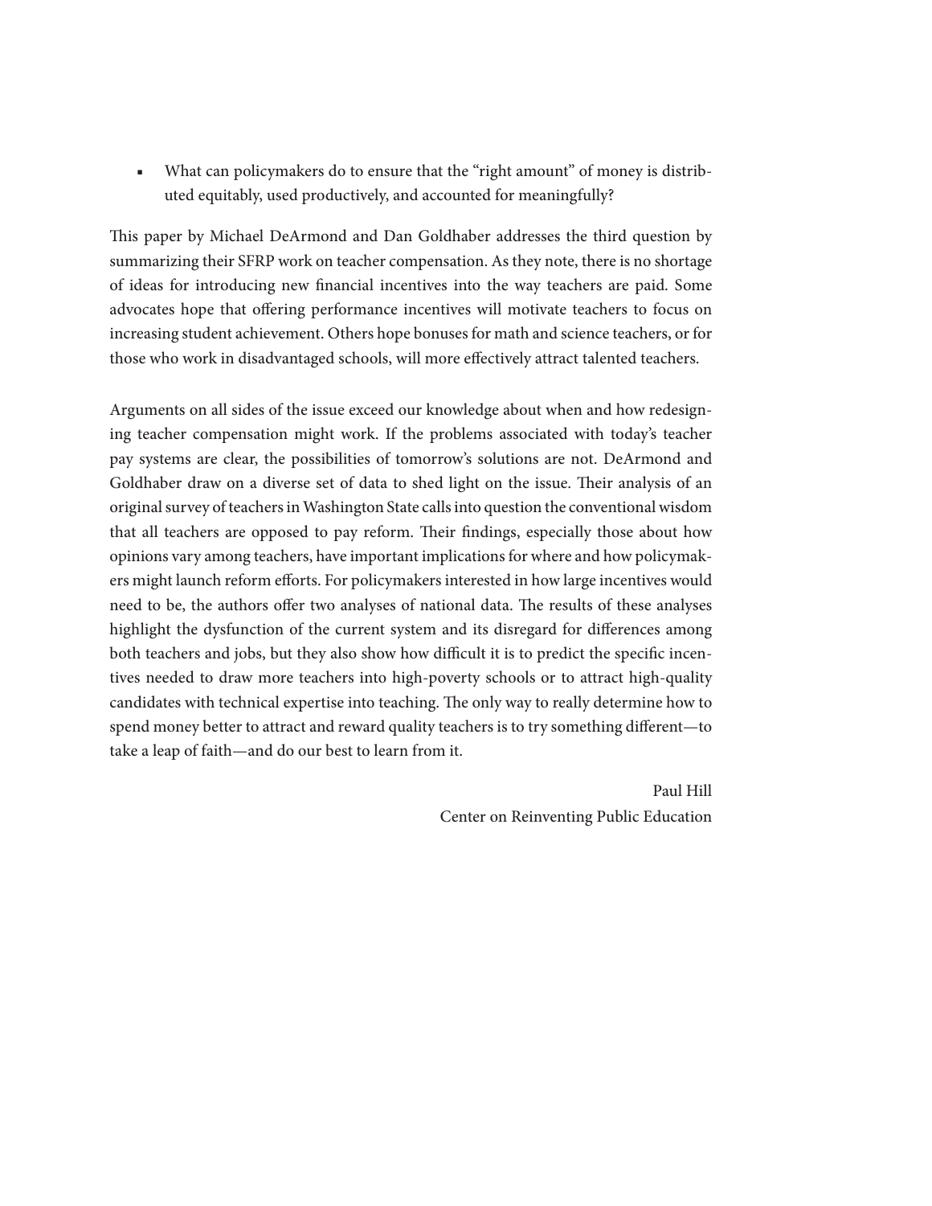- What can policymakers do to ensure that the "right amount" of money is distributed equitably, used productively, and accounted for meaningfully?

This paper by Michael DeArmond and Dan Goldhaber addresses the third question by summarizing their SFRP work on teacher compensation. As they note, there is no shortage of ideas for introducing new financial incentives into the way teachers are paid. Some advocates hope that offering performance incentives will motivate teachers to focus on increasing student achievement. Others hope bonuses for math and science teachers, or for those who work in disadvantaged schools, will more effectively attract talented teachers.

Arguments on all sides of the issue exceed our knowledge about when and how redesigning teacher compensation might work. If the problems associated with today's teacher pay systems are clear, the possibilities of tomorrow's solutions are not. DeArmond and Goldhaber draw on a diverse set of data to shed light on the issue. Their analysis of an original survey of teachers in Washington State calls into question the conventional wisdom that all teachers are opposed to pay reform. Their findings, especially those about how opinions vary among teachers, have important implications for where and how policymakers might launch reform efforts. For policymakers interested in how large incentives would need to be, the authors offer two analyses of national data. The results of these analyses highlight the dysfunction of the current system and its disregard for differences among both teachers and jobs, but they also show how difficult it is to predict the specific incentives needed to draw more teachers into high-poverty schools or to attract high-quality candidates with technical expertise into teaching. The only way to really determine how to spend money better to attract and reward quality teachers is to try something different—to take a leap of faith—and do our best to learn from it.

Paul Hill
Center on Reinventing Public Education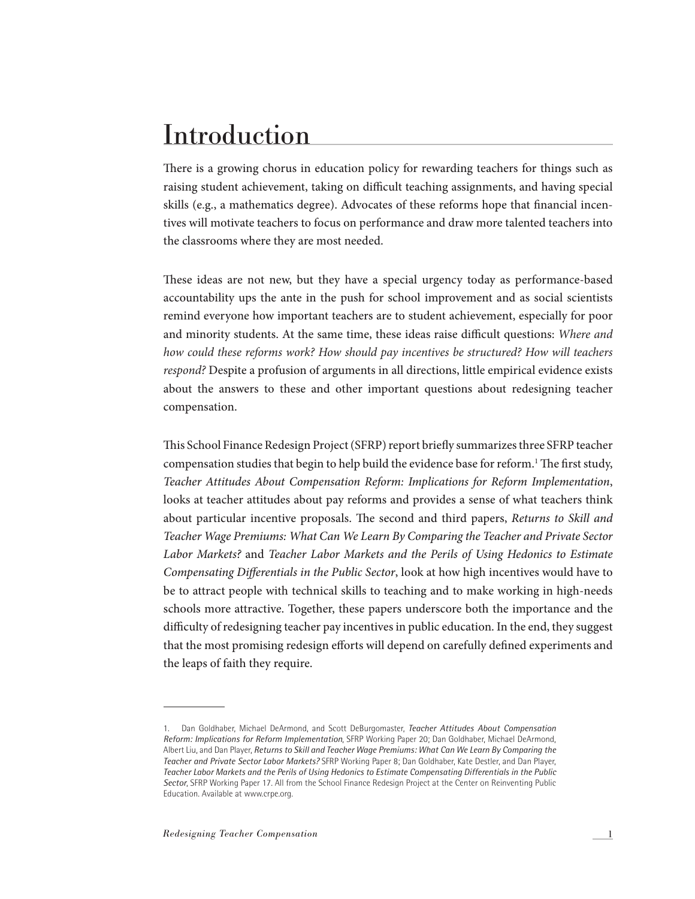# Introduction

There is a growing chorus in education policy for rewarding teachers for things such as raising student achievement, taking on difficult teaching assignments, and having special skills (e.g., a mathematics degree). Advocates of these reforms hope that financial incentives will motivate teachers to focus on performance and draw more talented teachers into the classrooms where they are most needed.

These ideas are not new, but they have a special urgency today as performance-based accountability ups the ante in the push for school improvement and as social scientists remind everyone how important teachers are to student achievement, especially for poor and minority students. At the same time, these ideas raise difficult questions: *Where and how could these reforms work? How should pay incentives be structured? How will teachers respond?* Despite a profusion of arguments in all directions, little empirical evidence exists about the answers to these and other important questions about redesigning teacher compensation.

This School Finance Redesign Project (SFRP) report briefly summarizes three SFRP teacher compensation studies that begin to help build the evidence base for reform.[1] The first study, *Teacher Attitudes About Compensation Reform: Implications for Reform Implementation*, looks at teacher attitudes about pay reforms and provides a sense of what teachers think about particular incentive proposals. The second and third papers, *Returns to Skill and Teacher Wage Premiums: What Can We Learn By Comparing the Teacher and Private Sector Labor Markets?* and *Teacher Labor Markets and the Perils of Using Hedonics to Estimate Compensating Differentials in the Public Sector*, look at how high incentives would have to be to attract people with technical skills to teaching and to make working in high-needs schools more attractive. Together, these papers underscore both the importance and the difficulty of redesigning teacher pay incentives in public education. In the end, they suggest that the most promising redesign efforts will depend on carefully defined experiments and the leaps of faith they require.

---

1. Dan Goldhaber, Michael DeArmond, and Scott DeBurgomaster, *Teacher Attitudes About Compensation Reform: Implications for Reform Implementation*, SFRP Working Paper 20; Dan Goldhaber, Michael DeArmond, Albert Liu, and Dan Player, *Returns to Skill and Teacher Wage Premiums: What Can We Learn By Comparing the Teacher and Private Sector Labor Markets?* SFRP Working Paper 8; Dan Goldhaber, Kate Destler, and Dan Player, *Teacher Labor Markets and the Perils of Using Hedonics to Estimate Compensating Differentials in the Public Sector*, SFRP Working Paper 17. All from the School Finance Redesign Project at the Center on Reinventing Public Education. Available at www.crpe.org.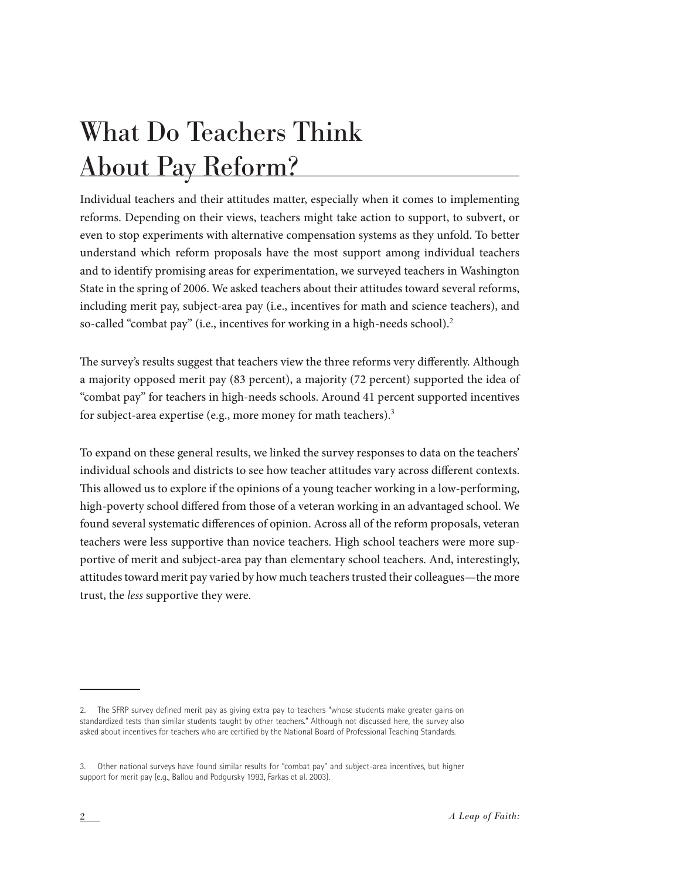# What Do Teachers Think About Pay Reform?

Individual teachers and their attitudes matter, especially when it comes to implementing reforms. Depending on their views, teachers might take action to support, to subvert, or even to stop experiments with alternative compensation systems as they unfold. To better understand which reform proposals have the most support among individual teachers and to identify promising areas for experimentation, we surveyed teachers in Washington State in the spring of 2006. We asked teachers about their attitudes toward several reforms, including merit pay, subject-area pay (i.e., incentives for math and science teachers), and so-called "combat pay" (i.e., incentives for working in a high-needs school).[2]

The survey's results suggest that teachers view the three reforms very differently. Although a majority opposed merit pay (83 percent), a majority (72 percent) supported the idea of "combat pay" for teachers in high-needs schools. Around 41 percent supported incentives for subject-area expertise (e.g., more money for math teachers).[3]

To expand on these general results, we linked the survey responses to data on the teachers' individual schools and districts to see how teacher attitudes vary across different contexts. This allowed us to explore if the opinions of a young teacher working in a low-performing, high-poverty school differed from those of a veteran working in an advantaged school. We found several systematic differences of opinion. Across all of the reform proposals, veteran teachers were less supportive than novice teachers. High school teachers were more supportive of merit and subject-area pay than elementary school teachers. And, interestingly, attitudes toward merit pay varied by how much teachers trusted their colleagues—the more trust, the *less* supportive they were.

---

2. The SFRP survey defined merit pay as giving extra pay to teachers "whose students make greater gains on standardized tests than similar students taught by other teachers." Although not discussed here, the survey also asked about incentives for teachers who are certified by the National Board of Professional Teaching Standards.

3. Other national surveys have found similar results for "combat pay" and subject-area incentives, but higher support for merit pay (e.g., Ballou and Podgursky 1993, Farkas et al. 2003).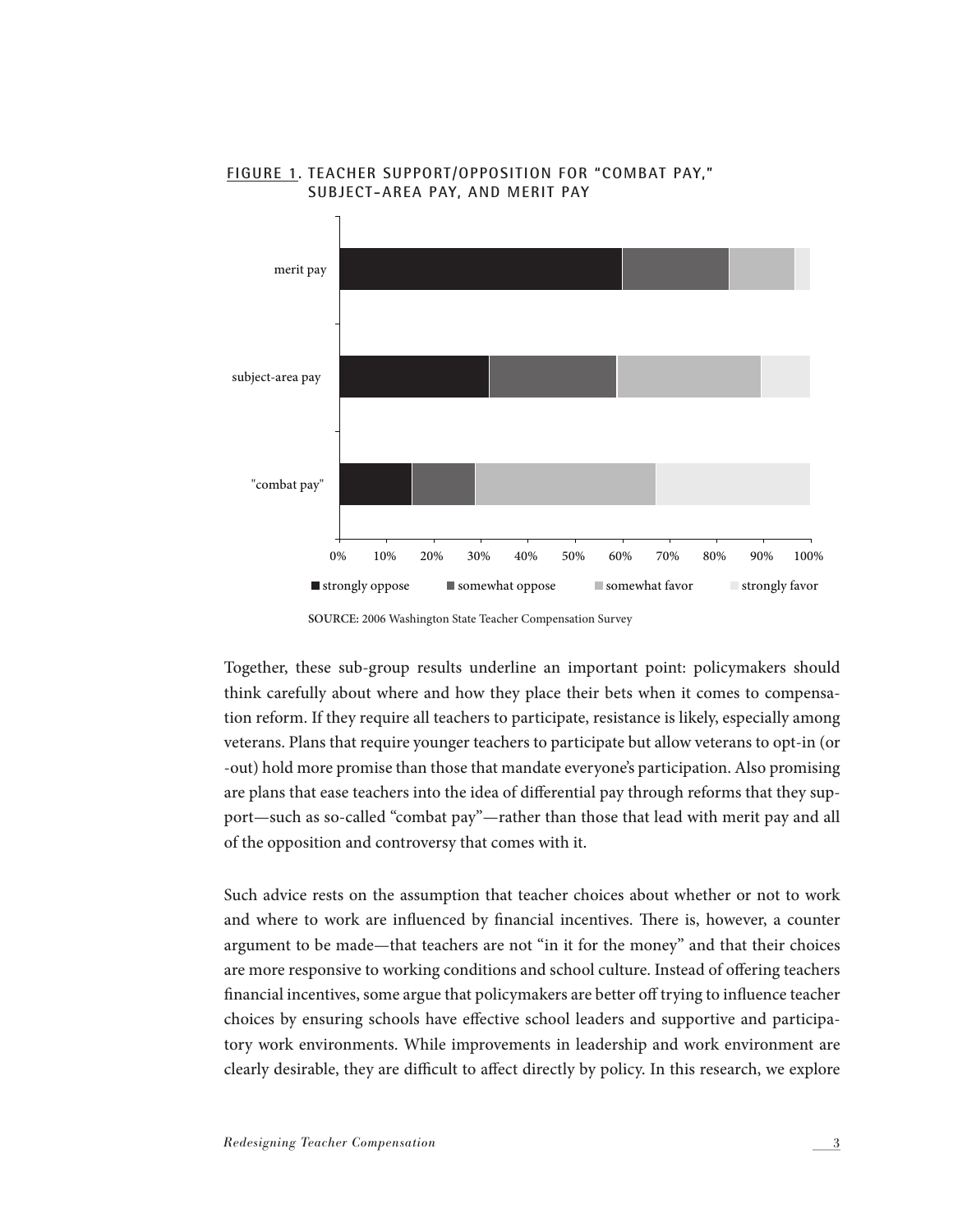FIGURE 1. TEACHER SUPPORT/OPPOSITION FOR "COMBAT PAY," SUBJECT-AREA PAY, AND MERIT PAY

SOURCE: 2006 Washington State Teacher Compensation Survey

Together, these sub-group results underline an important point: policymakers should think carefully about where and how they place their bets when it comes to compensation reform. If they require all teachers to participate, resistance is likely, especially among veterans. Plans that require younger teachers to participate but allow veterans to opt-in (or -out) hold more promise than those that mandate everyone's participation. Also promising are plans that ease teachers into the idea of differential pay through reforms that they support—such as so-called "combat pay"—rather than those that lead with merit pay and all of the opposition and controversy that comes with it.

Such advice rests on the assumption that teacher choices about whether or not to work and where to work are influenced by financial incentives. There is, however, a counter argument to be made—that teachers are not "in it for the money" and that their choices are more responsive to working conditions and school culture. Instead of offering teachers financial incentives, some argue that policymakers are better off trying to influence teacher choices by ensuring schools have effective school leaders and supportive and participatory work environments. While improvements in leadership and work environment are clearly desirable, they are difficult to affect directly by policy. In this research, we explore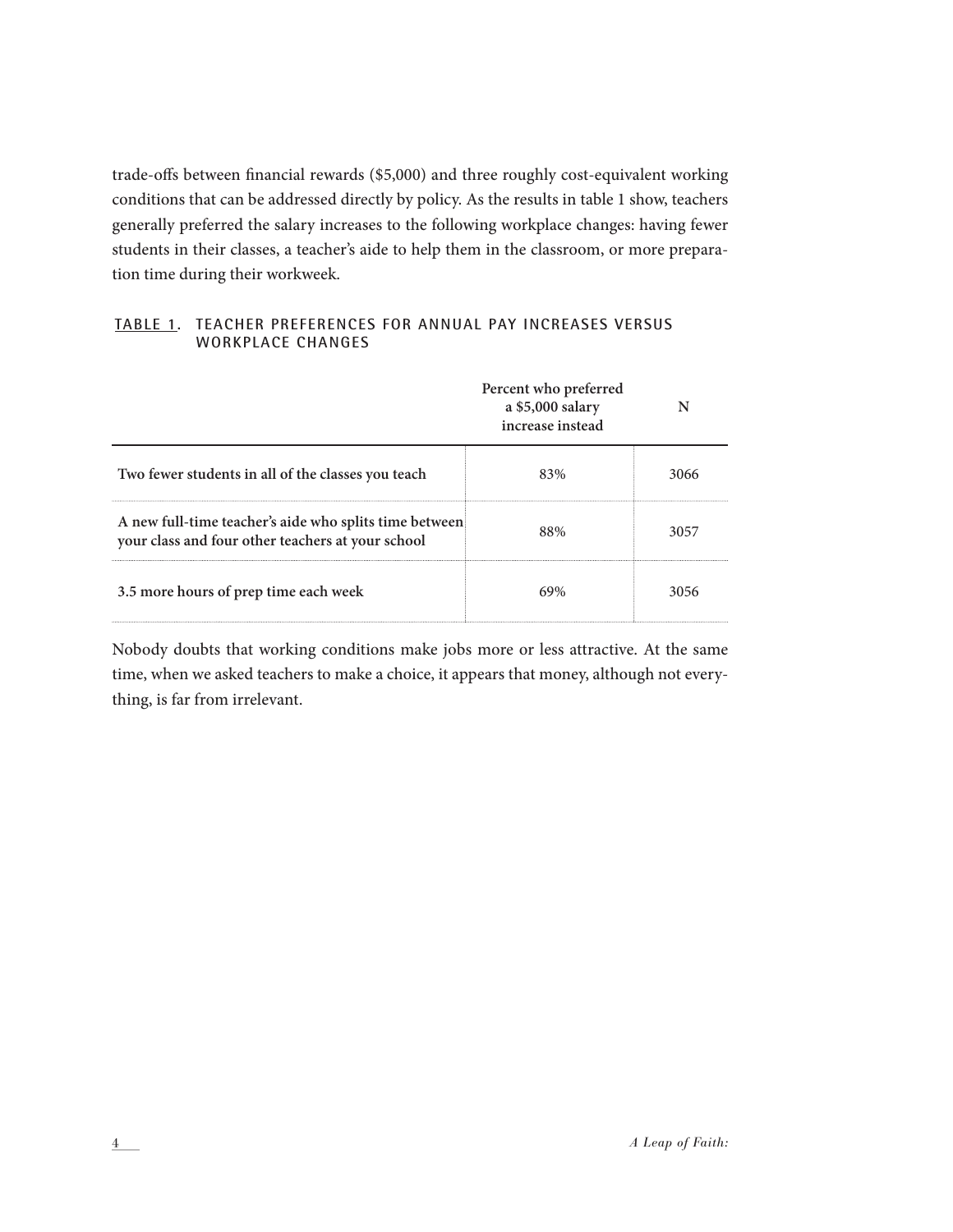trade-offs between financial rewards ($5,000) and three roughly cost-equivalent working conditions that can be addressed directly by policy. As the results in table 1 show, teachers generally preferred the salary increases to the following workplace changes: having fewer students in their classes, a teacher's aide to help them in the classroom, or more preparation time during their workweek.

**TABLE 1. TEACHER PREFERENCES FOR ANNUAL PAY INCREASES VERSUS WORKPLACE CHANGES**

| | Percent who preferred a $5,000 salary increase instead | N |
|---|---|---|
| **Two fewer students in all of the classes you teach** | 83% | 3066 |
| **A new full-time teacher's aide who splits time between your class and four other teachers at your school** | 88% | 3057 |
| **3.5 more hours of prep time each week** | 69% | 3056 |

Nobody doubts that working conditions make jobs more or less attractive. At the same time, when we asked teachers to make a choice, it appears that money, although not everything, is far from irrelevant.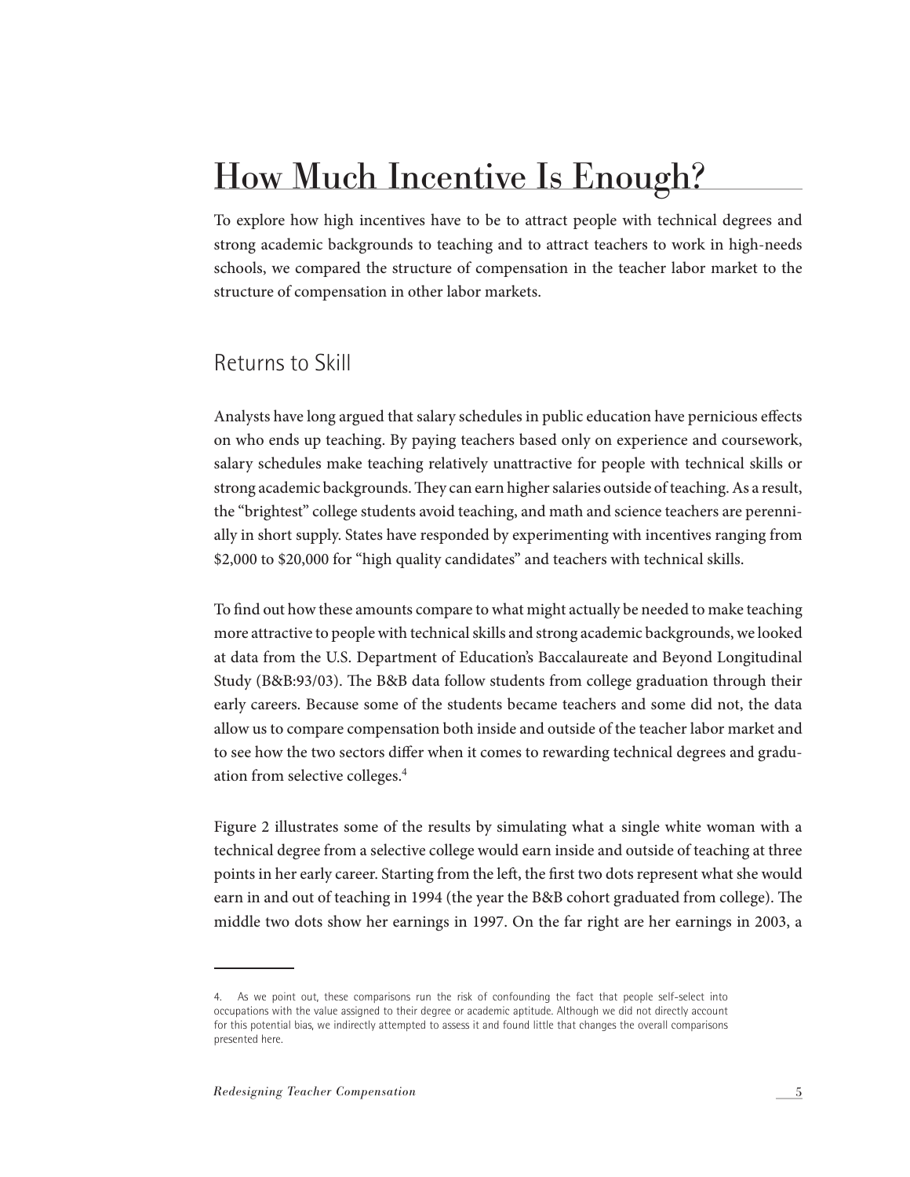# How Much Incentive Is Enough?

To explore how high incentives have to be to attract people with technical degrees and strong academic backgrounds to teaching and to attract teachers to work in high-needs schools, we compared the structure of compensation in the teacher labor market to the structure of compensation in other labor markets.

## Returns to Skill

Analysts have long argued that salary schedules in public education have pernicious effects on who ends up teaching. By paying teachers based only on experience and coursework, salary schedules make teaching relatively unattractive for people with technical skills or strong academic backgrounds. They can earn higher salaries outside of teaching. As a result, the "brightest" college students avoid teaching, and math and science teachers are perennially in short supply. States have responded by experimenting with incentives ranging from $2,000 to $20,000 for "high quality candidates" and teachers with technical skills.

To find out how these amounts compare to what might actually be needed to make teaching more attractive to people with technical skills and strong academic backgrounds, we looked at data from the U.S. Department of Education's Baccalaureate and Beyond Longitudinal Study (B&B:93/03). The B&B data follow students from college graduation through their early careers. Because some of the students became teachers and some did not, the data allow us to compare compensation both inside and outside of the teacher labor market and to see how the two sectors differ when it comes to rewarding technical degrees and graduation from selective colleges.[4]

Figure 2 illustrates some of the results by simulating what a single white woman with a technical degree from a selective college would earn inside and outside of teaching at three points in her early career. Starting from the left, the first two dots represent what she would earn in and out of teaching in 1994 (the year the B&B cohort graduated from college). The middle two dots show her earnings in 1997. On the far right are her earnings in 2003, a

---

4. As we point out, these comparisons run the risk of confounding the fact that people self-select into occupations with the value assigned to their degree or academic aptitude. Although we did not directly account for this potential bias, we indirectly attempted to assess it and found little that changes the overall comparisons presented here.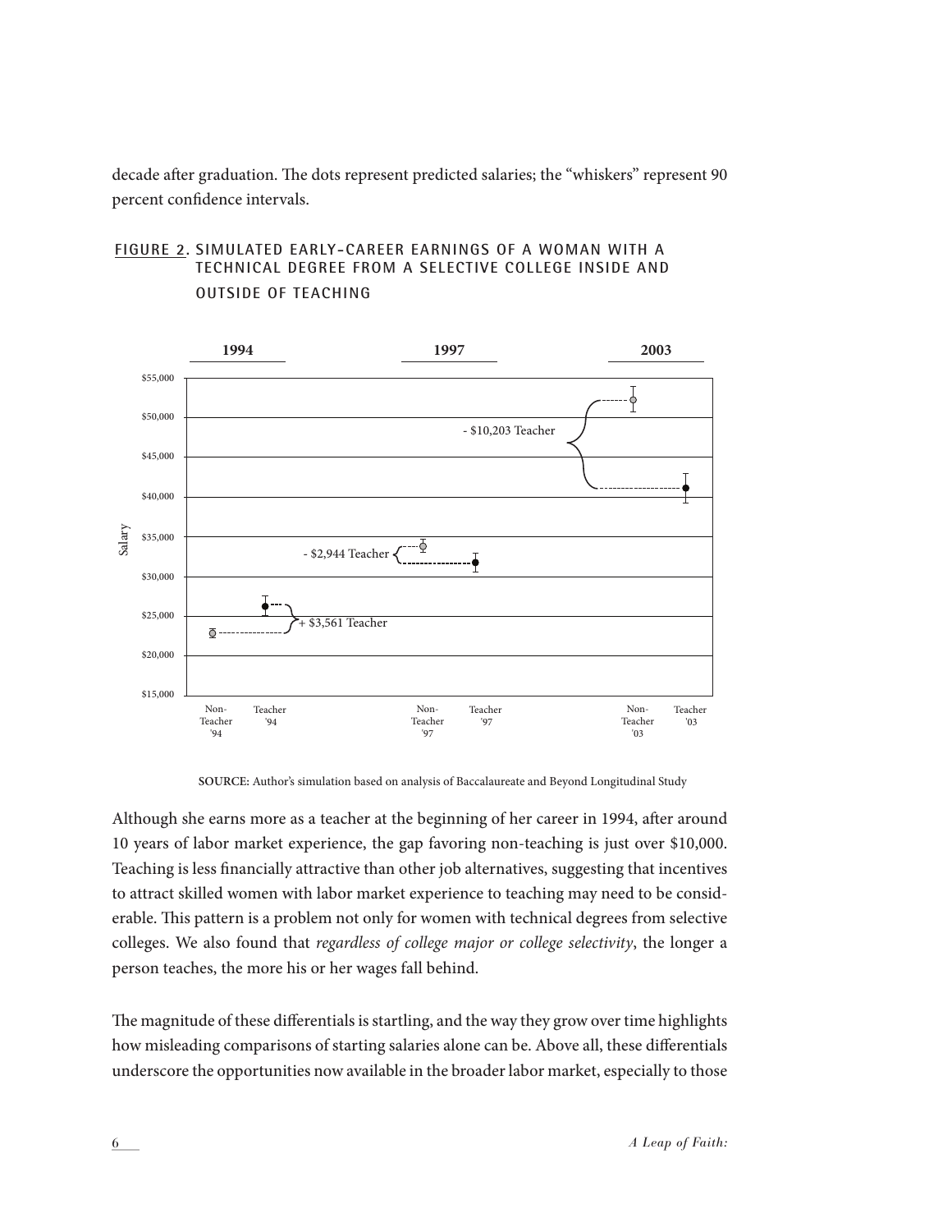decade after graduation. The dots represent predicted salaries; the "whiskers" represent 90 percent confidence intervals.

FIGURE 2. SIMULATED EARLY-CAREER EARNINGS OF A WOMAN WITH A TECHNICAL DEGREE FROM A SELECTIVE COLLEGE INSIDE AND OUTSIDE OF TEACHING

SOURCE: Author's simulation based on analysis of Baccalaureate and Beyond Longitudinal Study

Although she earns more as a teacher at the beginning of her career in 1994, after around 10 years of labor market experience, the gap favoring non-teaching is just over $10,000. Teaching is less financially attractive than other job alternatives, suggesting that incentives to attract skilled women with labor market experience to teaching may need to be considerable. This pattern is a problem not only for women with technical degrees from selective colleges. We also found that *regardless of college major or college selectivity*, the longer a person teaches, the more his or her wages fall behind.

The magnitude of these differentials is startling, and the way they grow over time highlights how misleading comparisons of starting salaries alone can be. Above all, these differentials underscore the opportunities now available in the broader labor market, especially to those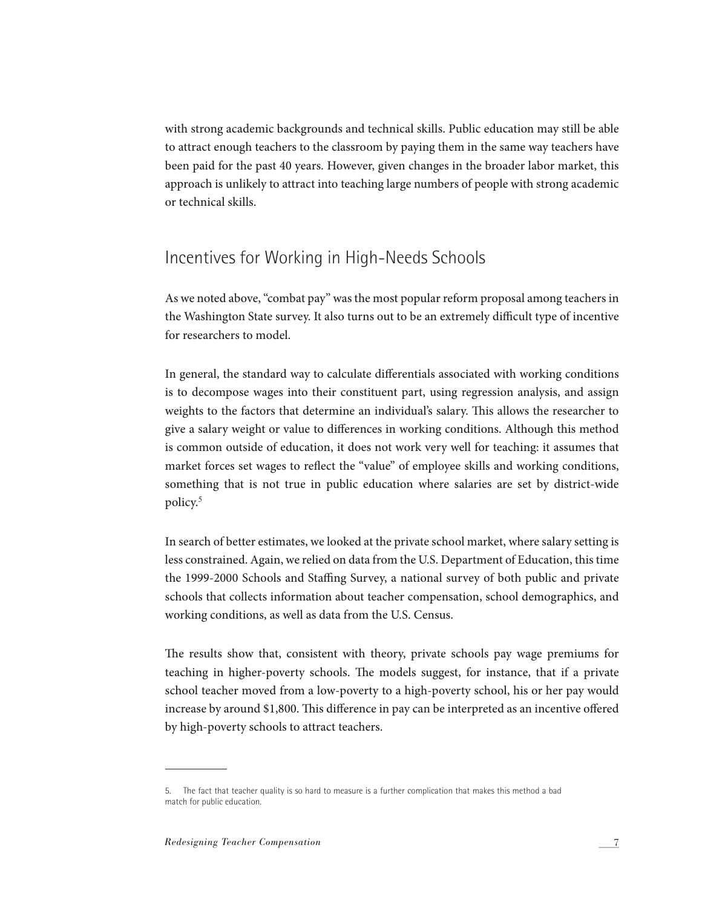with strong academic backgrounds and technical skills. Public education may still be able to attract enough teachers to the classroom by paying them in the same way teachers have been paid for the past 40 years. However, given changes in the broader labor market, this approach is unlikely to attract into teaching large numbers of people with strong academic or technical skills.

## Incentives for Working in High-Needs Schools

As we noted above, "combat pay" was the most popular reform proposal among teachers in the Washington State survey. It also turns out to be an extremely difficult type of incentive for researchers to model.

In general, the standard way to calculate differentials associated with working conditions is to decompose wages into their constituent part, using regression analysis, and assign weights to the factors that determine an individual's salary. This allows the researcher to give a salary weight or value to differences in working conditions. Although this method is common outside of education, it does not work very well for teaching: it assumes that market forces set wages to reflect the "value" of employee skills and working conditions, something that is not true in public education where salaries are set by district-wide policy.[5]

In search of better estimates, we looked at the private school market, where salary setting is less constrained. Again, we relied on data from the U.S. Department of Education, this time the 1999-2000 Schools and Staffing Survey, a national survey of both public and private schools that collects information about teacher compensation, school demographics, and working conditions, as well as data from the U.S. Census.

The results show that, consistent with theory, private schools pay wage premiums for teaching in higher-poverty schools. The models suggest, for instance, that if a private school teacher moved from a low-poverty to a high-poverty school, his or her pay would increase by around $1,800. This difference in pay can be interpreted as an incentive offered by high-poverty schools to attract teachers.

---

5. The fact that teacher quality is so hard to measure is a further complication that makes this method a bad match for public education.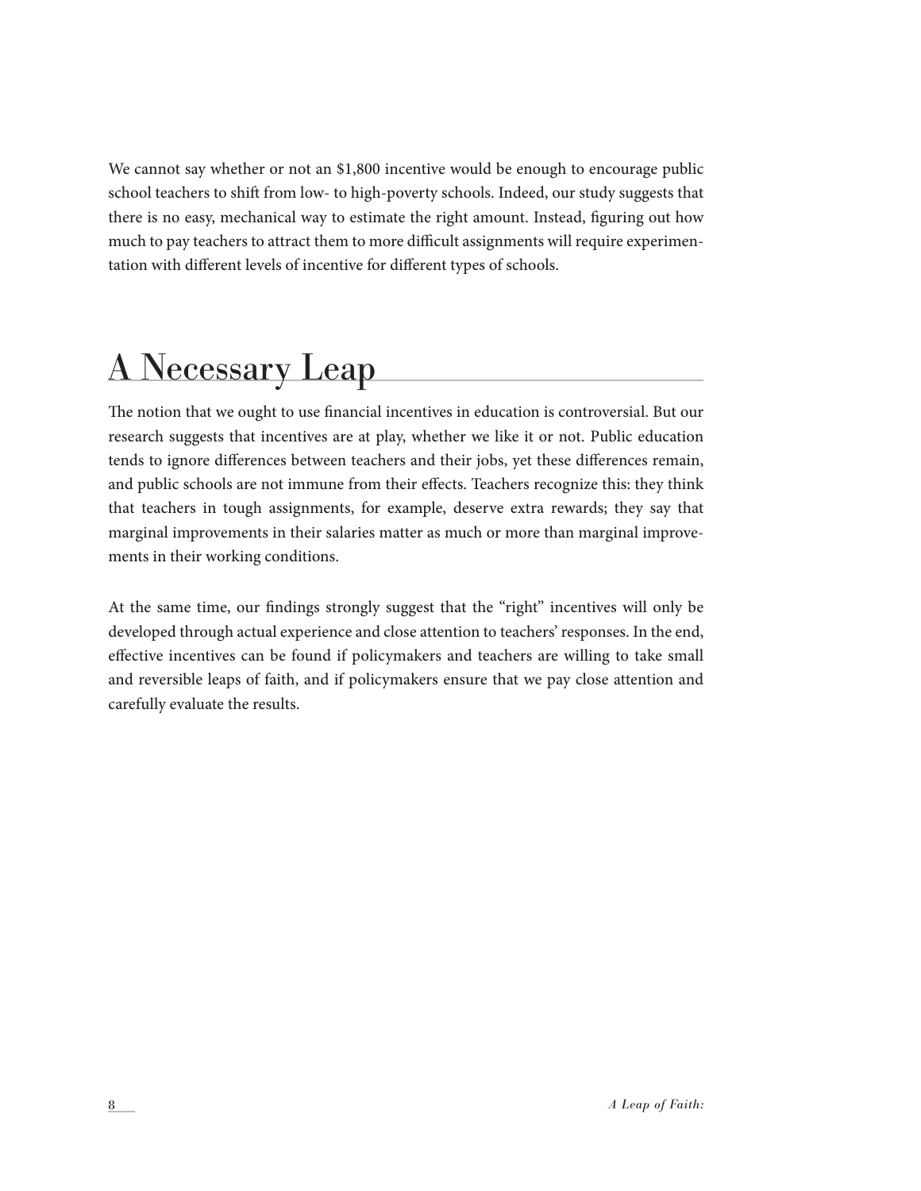We cannot say whether or not an $1,800 incentive would be enough to encourage public school teachers to shift from low- to high-poverty schools. Indeed, our study suggests that there is no easy, mechanical way to estimate the right amount. Instead, figuring out how much to pay teachers to attract them to more difficult assignments will require experimentation with different levels of incentive for different types of schools.

## A Necessary Leap

The notion that we ought to use financial incentives in education is controversial. But our research suggests that incentives are at play, whether we like it or not. Public education tends to ignore differences between teachers and their jobs, yet these differences remain, and public schools are not immune from their effects. Teachers recognize this: they think that teachers in tough assignments, for example, deserve extra rewards; they say that marginal improvements in their salaries matter as much or more than marginal improvements in their working conditions.

At the same time, our findings strongly suggest that the "right" incentives will only be developed through actual experience and close attention to teachers' responses. In the end, effective incentives can be found if policymakers and teachers are willing to take small and reversible leaps of faith, and if policymakers ensure that we pay close attention and carefully evaluate the results.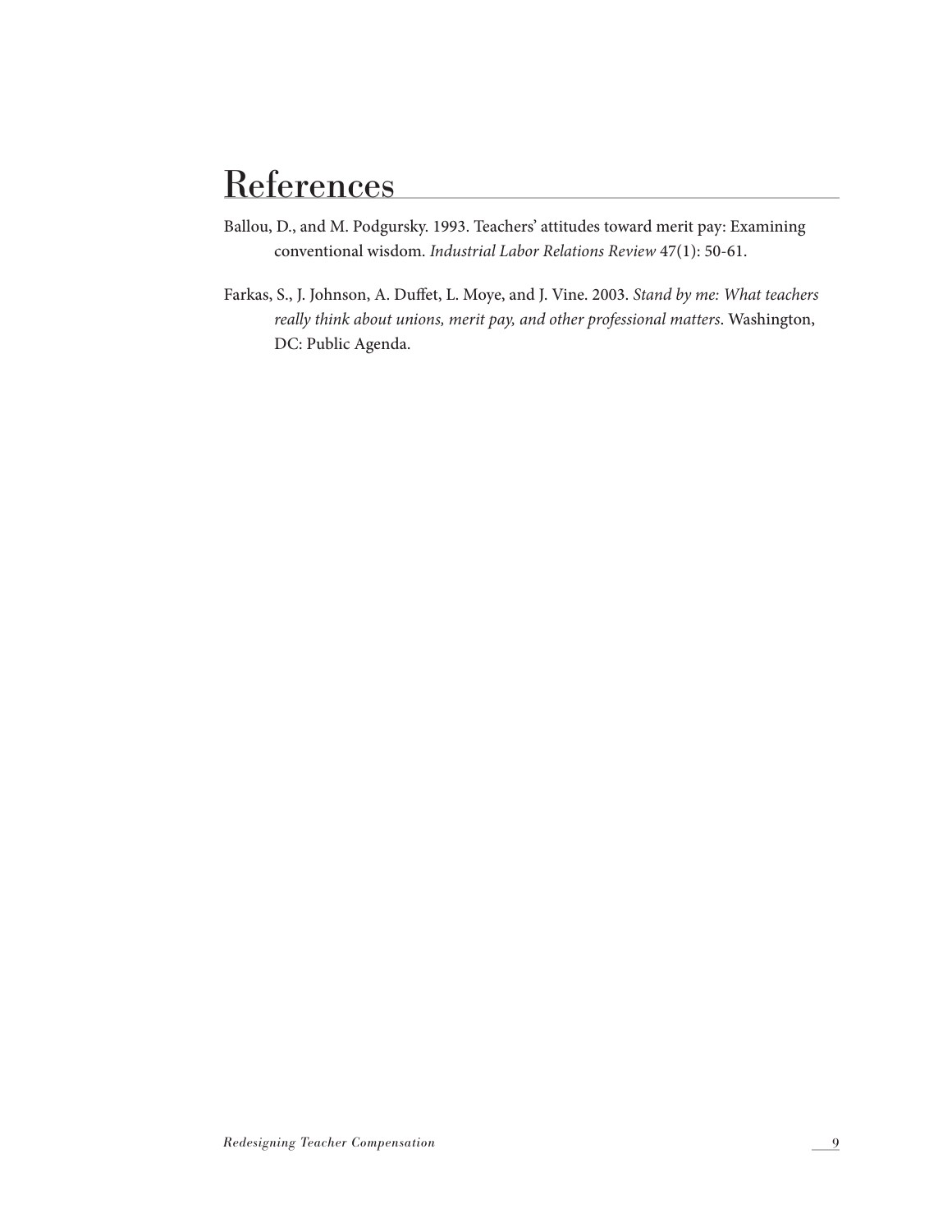# References

Ballou, D., and M. Podgursky. 1993. Teachers' attitudes toward merit pay: Examining conventional wisdom. *Industrial Labor Relations Review* 47(1): 50-61.

Farkas, S., J. Johnson, A. Duffet, L. Moye, and J. Vine. 2003. *Stand by me: What teachers really think about unions, merit pay, and other professional matters*. Washington, DC: Public Agenda.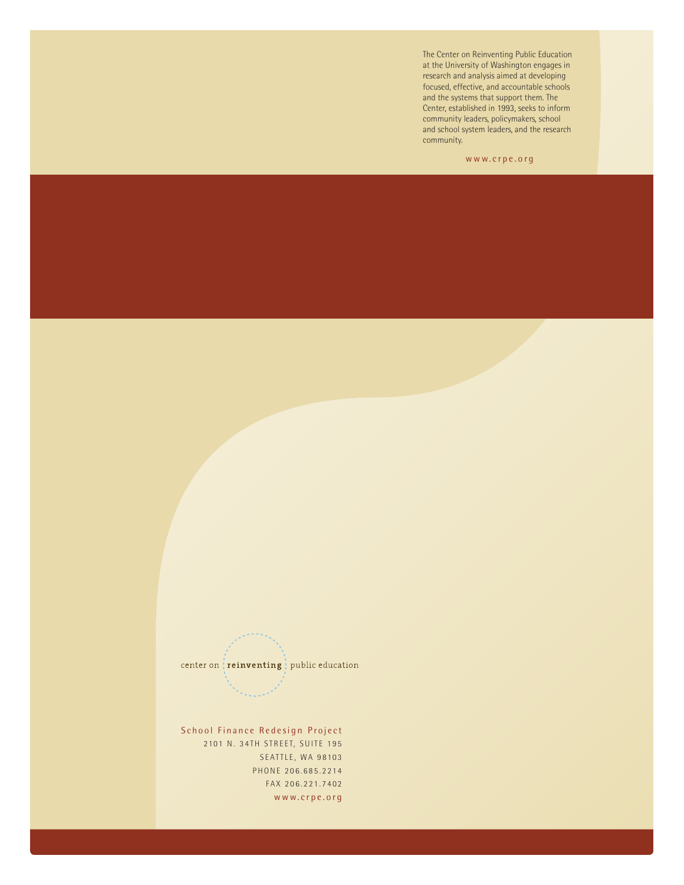The Center on Reinventing Public Education at the University of Washington engages in research and analysis aimed at developing focused, effective, and accountable schools and the systems that support them. The Center, established in 1993, seeks to inform community leaders, policymakers, school and school system leaders, and the research community.

www.crpe.org

center on **reinventing** public education

School Finance Redesign Project
2101 N. 34TH STREET, SUITE 195
SEATTLE, WA 98103
PHONE 206.685.2214
FAX 206.221.7402
www.crpe.org